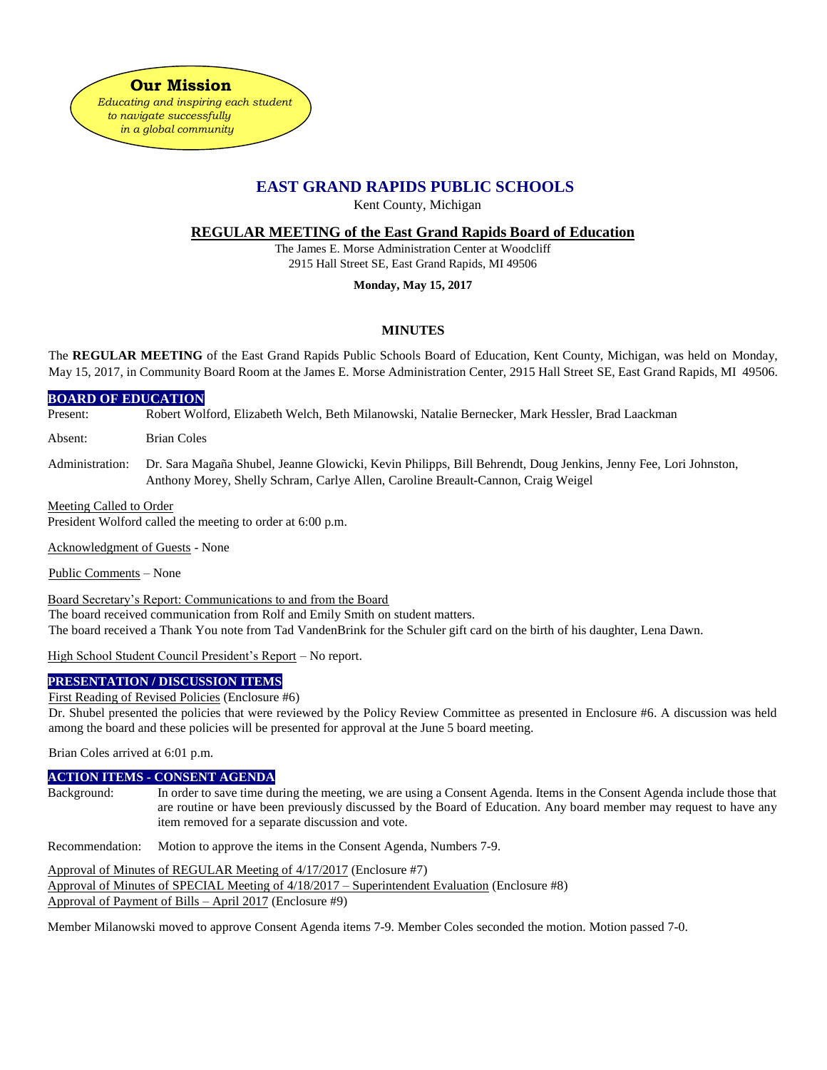**Our Mission**

*Educating and inspiring each student to navigate successfully in a global community*

# EAST GRAND RAPIDS PUBLIC SCHOOLS

Kent County, Michigan

## REGULAR MEETING of the East Grand Rapids Board of Education

The James E. Morse Administration Center at Woodcliff
2915 Hall Street SE, East Grand Rapids, MI 49506

**Monday, May 15, 2017**

### MINUTES

The **REGULAR MEETING** of the East Grand Rapids Public Schools Board of Education, Kent County, Michigan, was held on Monday, May 15, 2017, in Community Board Room at the James E. Morse Administration Center, 2915 Hall Street SE, East Grand Rapids, MI 49506.

**BOARD OF EDUCATION**

Present: Robert Wolford, Elizabeth Welch, Beth Milanowski, Natalie Bernecker, Mark Hessler, Brad Laackman

Absent: Brian Coles

Administration: Dr. Sara Magaña Shubel, Jeanne Glowicki, Kevin Philipps, Bill Behrendt, Doug Jenkins, Jenny Fee, Lori Johnston, Anthony Morey, Shelly Schram, Carlye Allen, Caroline Breault-Cannon, Craig Weigel

Meeting Called to Order
President Wolford called the meeting to order at 6:00 p.m.

Acknowledgment of Guests - None

Public Comments – None

Board Secretary's Report: Communications to and from the Board
The board received communication from Rolf and Emily Smith on student matters.
The board received a Thank You note from Tad VandenBrink for the Schuler gift card on the birth of his daughter, Lena Dawn.

High School Student Council President's Report – No report.

**PRESENTATION / DISCUSSION ITEMS**

First Reading of Revised Policies (Enclosure #6)
Dr. Shubel presented the policies that were reviewed by the Policy Review Committee as presented in Enclosure #6. A discussion was held among the board and these policies will be presented for approval at the June 5 board meeting.

Brian Coles arrived at 6:01 p.m.

**ACTION ITEMS - CONSENT AGENDA**

Background: In order to save time during the meeting, we are using a Consent Agenda. Items in the Consent Agenda include those that are routine or have been previously discussed by the Board of Education. Any board member may request to have any item removed for a separate discussion and vote.

Recommendation: Motion to approve the items in the Consent Agenda, Numbers 7-9.

Approval of Minutes of REGULAR Meeting of 4/17/2017 (Enclosure #7)
Approval of Minutes of SPECIAL Meeting of 4/18/2017 – Superintendent Evaluation (Enclosure #8)
Approval of Payment of Bills – April 2017 (Enclosure #9)

Member Milanowski moved to approve Consent Agenda items 7-9. Member Coles seconded the motion. Motion passed 7-0.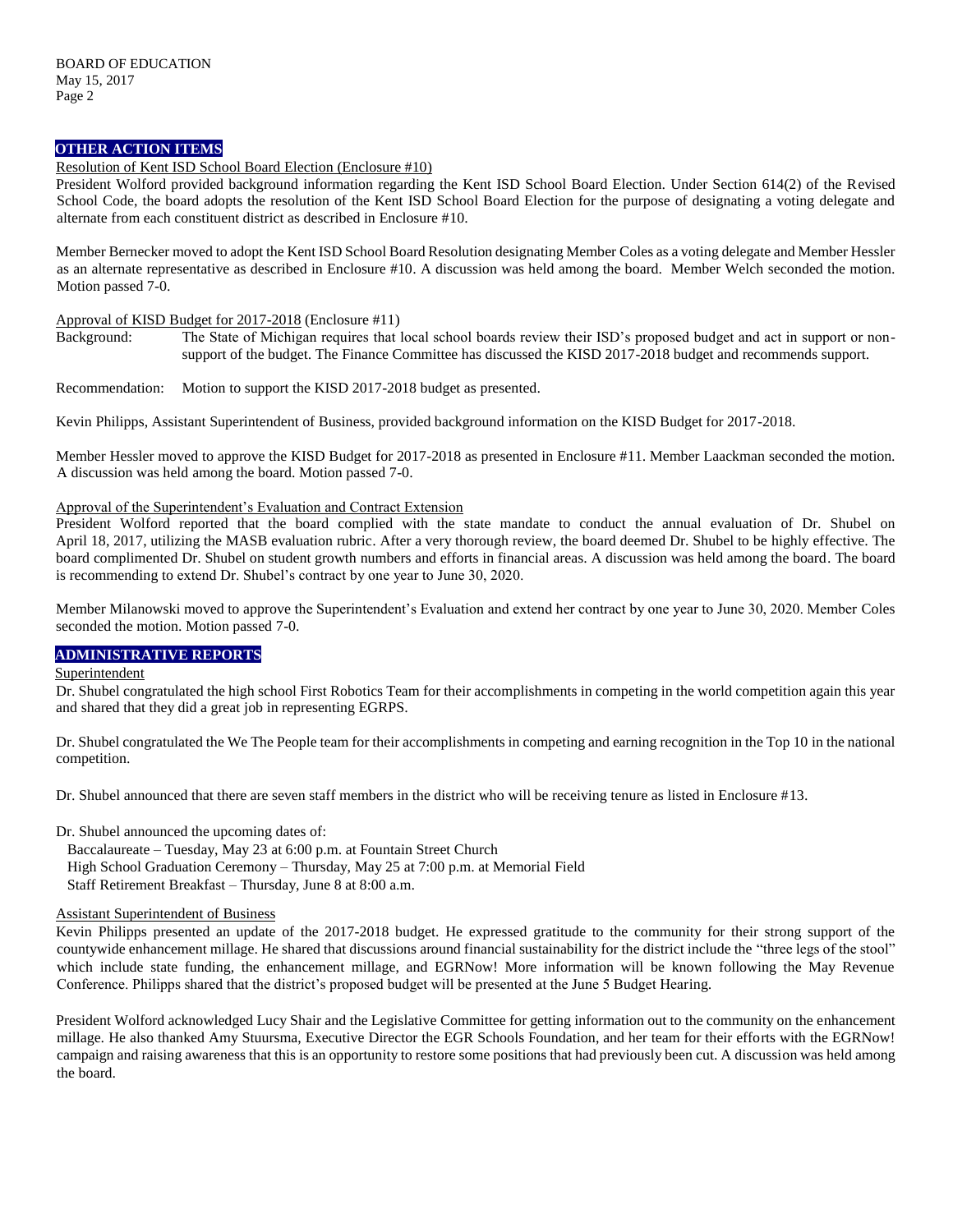## OTHER ACTION ITEMS

Resolution of Kent ISD School Board Election (Enclosure #10)

President Wolford provided background information regarding the Kent ISD School Board Election. Under Section 614(2) of the Revised School Code, the board adopts the resolution of the Kent ISD School Board Election for the purpose of designating a voting delegate and alternate from each constituent district as described in Enclosure #10.

Member Bernecker moved to adopt the Kent ISD School Board Resolution designating Member Coles as a voting delegate and Member Hessler as an alternate representative as described in Enclosure #10. A discussion was held among the board. Member Welch seconded the motion. Motion passed 7-0.

Approval of KISD Budget for 2017-2018 (Enclosure #11)

Background: The State of Michigan requires that local school boards review their ISD's proposed budget and act in support or non-support of the budget. The Finance Committee has discussed the KISD 2017-2018 budget and recommends support.

Recommendation: Motion to support the KISD 2017-2018 budget as presented.

Kevin Philipps, Assistant Superintendent of Business, provided background information on the KISD Budget for 2017-2018.

Member Hessler moved to approve the KISD Budget for 2017-2018 as presented in Enclosure #11. Member Laackman seconded the motion. A discussion was held among the board. Motion passed 7-0.

Approval of the Superintendent's Evaluation and Contract Extension

President Wolford reported that the board complied with the state mandate to conduct the annual evaluation of Dr. Shubel on April 18, 2017, utilizing the MASB evaluation rubric. After a very thorough review, the board deemed Dr. Shubel to be highly effective. The board complimented Dr. Shubel on student growth numbers and efforts in financial areas. A discussion was held among the board. The board is recommending to extend Dr. Shubel's contract by one year to June 30, 2020.

Member Milanowski moved to approve the Superintendent's Evaluation and extend her contract by one year to June 30, 2020. Member Coles seconded the motion. Motion passed 7-0.

## ADMINISTRATIVE REPORTS

Superintendent

Dr. Shubel congratulated the high school First Robotics Team for their accomplishments in competing in the world competition again this year and shared that they did a great job in representing EGRPS.

Dr. Shubel congratulated the We The People team for their accomplishments in competing and earning recognition in the Top 10 in the national competition.

Dr. Shubel announced that there are seven staff members in the district who will be receiving tenure as listed in Enclosure #13.

Dr. Shubel announced the upcoming dates of:

Baccalaureate – Tuesday, May 23 at 6:00 p.m. at Fountain Street Church
High School Graduation Ceremony – Thursday, May 25 at 7:00 p.m. at Memorial Field
Staff Retirement Breakfast – Thursday, June 8 at 8:00 a.m.

Assistant Superintendent of Business

Kevin Philipps presented an update of the 2017-2018 budget. He expressed gratitude to the community for their strong support of the countywide enhancement millage. He shared that discussions around financial sustainability for the district include the "three legs of the stool" which include state funding, the enhancement millage, and EGRNow! More information will be known following the May Revenue Conference. Philipps shared that the district's proposed budget will be presented at the June 5 Budget Hearing.

President Wolford acknowledged Lucy Shair and the Legislative Committee for getting information out to the community on the enhancement millage. He also thanked Amy Stuursma, Executive Director the EGR Schools Foundation, and her team for their efforts with the EGRNow! campaign and raising awareness that this is an opportunity to restore some positions that had previously been cut. A discussion was held among the board.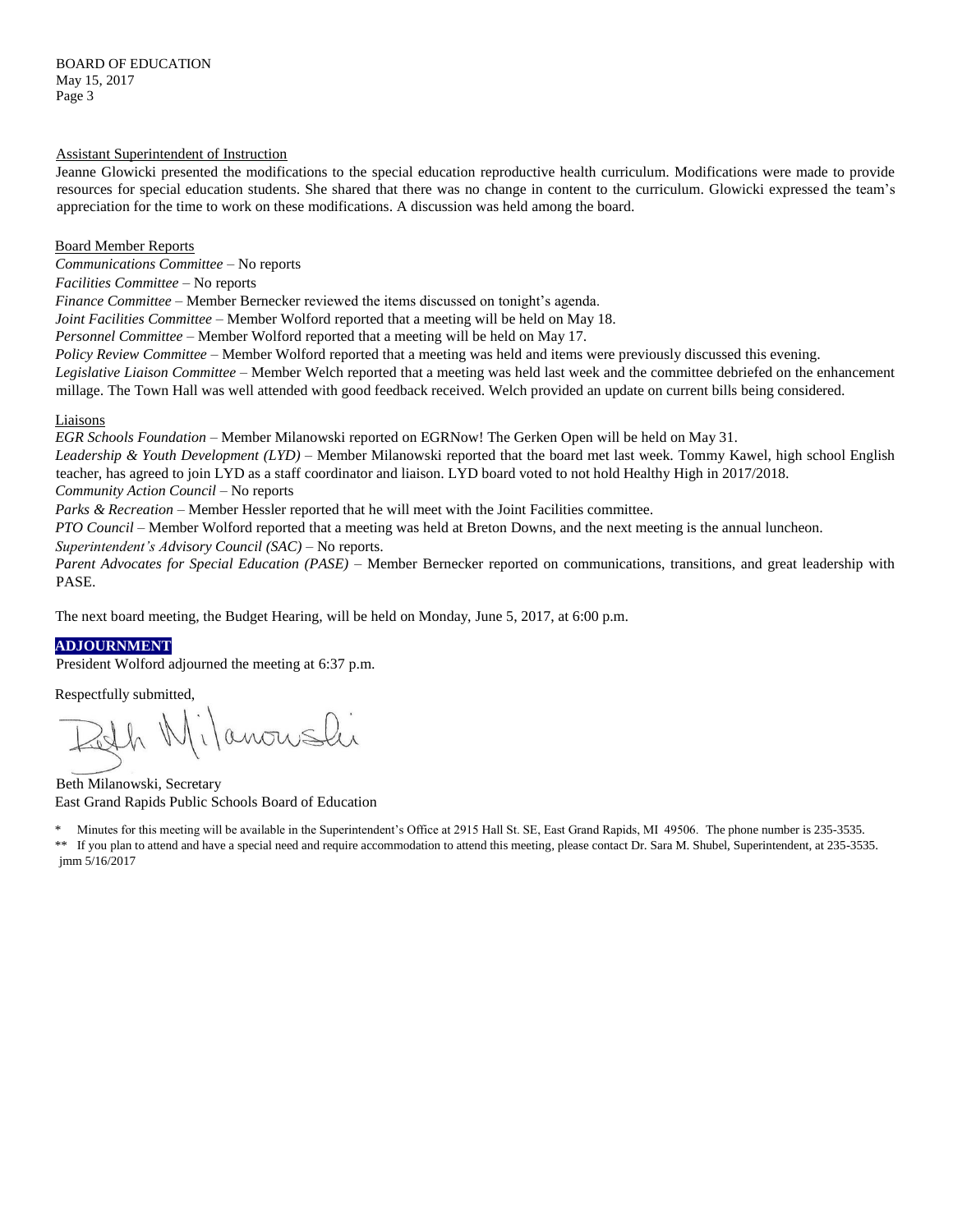Assistant Superintendent of Instruction

Jeanne Glowicki presented the modifications to the special education reproductive health curriculum. Modifications were made to provide resources for special education students. She shared that there was no change in content to the curriculum. Glowicki expressed the team's appreciation for the time to work on these modifications. A discussion was held among the board.

Board Member Reports

*Communications Committee* – No reports

*Facilities Committee* – No reports

*Finance Committee* – Member Bernecker reviewed the items discussed on tonight's agenda.

*Joint Facilities Committee* – Member Wolford reported that a meeting will be held on May 18.

*Personnel Committee* – Member Wolford reported that a meeting will be held on May 17.

*Policy Review Committee* – Member Wolford reported that a meeting was held and items were previously discussed this evening.

*Legislative Liaison Committee* – Member Welch reported that a meeting was held last week and the committee debriefed on the enhancement millage. The Town Hall was well attended with good feedback received. Welch provided an update on current bills being considered.

Liaisons

*EGR Schools Foundation* – Member Milanowski reported on EGRNow! The Gerken Open will be held on May 31.

*Leadership & Youth Development (LYD)* – Member Milanowski reported that the board met last week. Tommy Kawel, high school English teacher, has agreed to join LYD as a staff coordinator and liaison. LYD board voted to not hold Healthy High in 2017/2018.

*Community Action Council* – No reports

*Parks & Recreation* – Member Hessler reported that he will meet with the Joint Facilities committee.

*PTO Council* – Member Wolford reported that a meeting was held at Breton Downs, and the next meeting is the annual luncheon.

*Superintendent's Advisory Council (SAC)* – No reports.

*Parent Advocates for Special Education (PASE)* – Member Bernecker reported on communications, transitions, and great leadership with PASE.

The next board meeting, the Budget Hearing, will be held on Monday, June 5, 2017, at 6:00 p.m.

**ADJOURNMENT**

President Wolford adjourned the meeting at 6:37 p.m.

Respectfully submitted,

Beth Milanowski

Beth Milanowski, Secretary
East Grand Rapids Public Schools Board of Education

\* Minutes for this meeting will be available in the Superintendent's Office at 2915 Hall St. SE, East Grand Rapids, MI 49506. The phone number is 235-3535.

\*\* If you plan to attend and have a special need and require accommodation to attend this meeting, please contact Dr. Sara M. Shubel, Superintendent, at 235-3535.

jmm 5/16/2017